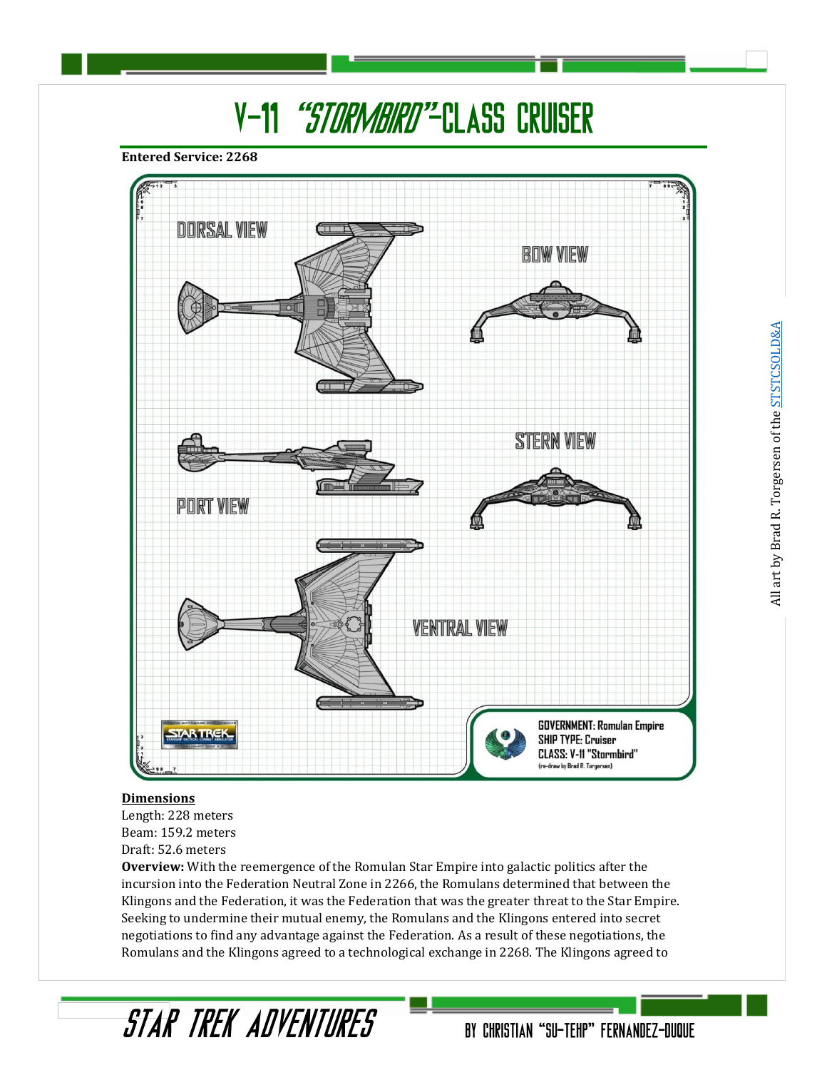# V-11 "STORMBIRD"-CLASS CRUISER

**Entered Service: 2268**

All art by Brad R. Torgersen of the STSTCSOLDD&A

**Dimensions**

Length: 228 meters
Beam: 159.2 meters
Draft: 52.6 meters

**Overview:** With the reemergence of the Romulan Star Empire into galactic politics after the incursion into the Federation Neutral Zone in 2266, the Romulans determined that between the Klingons and the Federation, it was the Federation that was the greater threat to the Star Empire. Seeking to undermine their mutual enemy, the Romulans and the Klingons entered into secret negotiations to find any advantage against the Federation. As a result of these negotiations, the Romulans and the Klingons agreed to a technological exchange in 2268. The Klingons agreed to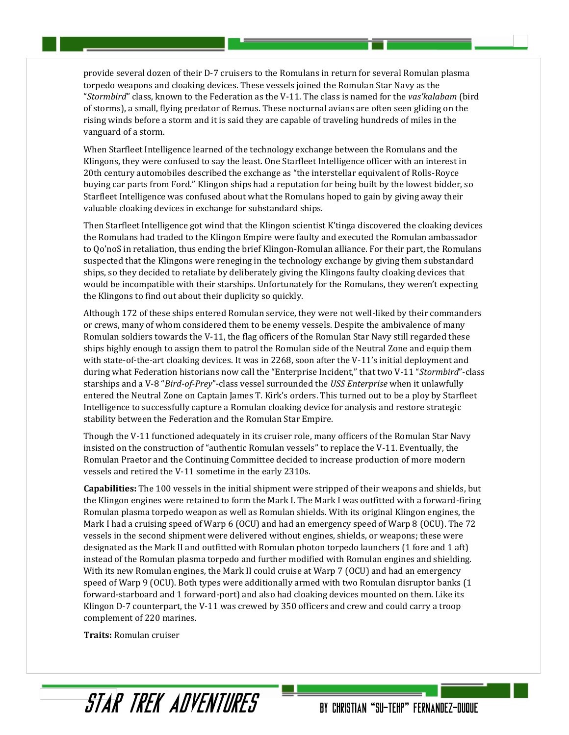provide several dozen of their D-7 cruisers to the Romulans in return for several Romulan plasma torpedo weapons and cloaking devices. These vessels joined the Romulan Star Navy as the "*Stormbird*" class, known to the Federation as the V-11. The class is named for the *vas'kalabam* (bird of storms), a small, flying predator of Remus. These nocturnal avians are often seen gliding on the rising winds before a storm and it is said they are capable of traveling hundreds of miles in the vanguard of a storm.

When Starfleet Intelligence learned of the technology exchange between the Romulans and the Klingons, they were confused to say the least. One Starfleet Intelligence officer with an interest in 20th century automobiles described the exchange as "the interstellar equivalent of Rolls-Royce buying car parts from Ford." Klingon ships had a reputation for being built by the lowest bidder, so Starfleet Intelligence was confused about what the Romulans hoped to gain by giving away their valuable cloaking devices in exchange for substandard ships.

Then Starfleet Intelligence got wind that the Klingon scientist K'tinga discovered the cloaking devices the Romulans had traded to the Klingon Empire were faulty and executed the Romulan ambassador to Qo'noS in retaliation, thus ending the brief Klingon-Romulan alliance. For their part, the Romulans suspected that the Klingons were reneging in the technology exchange by giving them substandard ships, so they decided to retaliate by deliberately giving the Klingons faulty cloaking devices that would be incompatible with their starships. Unfortunately for the Romulans, they weren't expecting the Klingons to find out about their duplicity so quickly.

Although 172 of these ships entered Romulan service, they were not well-liked by their commanders or crews, many of whom considered them to be enemy vessels. Despite the ambivalence of many Romulan soldiers towards the V-11, the flag officers of the Romulan Star Navy still regarded these ships highly enough to assign them to patrol the Romulan side of the Neutral Zone and equip them with state-of-the-art cloaking devices. It was in 2268, soon after the V-11's initial deployment and during what Federation historians now call the "Enterprise Incident," that two V-11 "*Stormbird*"-class starships and a V-8 "*Bird-of-Prey*"-class vessel surrounded the *USS Enterprise* when it unlawfully entered the Neutral Zone on Captain James T. Kirk's orders. This turned out to be a ploy by Starfleet Intelligence to successfully capture a Romulan cloaking device for analysis and restore strategic stability between the Federation and the Romulan Star Empire.

Though the V-11 functioned adequately in its cruiser role, many officers of the Romulan Star Navy insisted on the construction of "authentic Romulan vessels" to replace the V-11. Eventually, the Romulan Praetor and the Continuing Committee decided to increase production of more modern vessels and retired the V-11 sometime in the early 2310s.

**Capabilities:** The 100 vessels in the initial shipment were stripped of their weapons and shields, but the Klingon engines were retained to form the Mark I. The Mark I was outfitted with a forward-firing Romulan plasma torpedo weapon as well as Romulan shields. With its original Klingon engines, the Mark I had a cruising speed of Warp 6 (OCU) and had an emergency speed of Warp 8 (OCU). The 72 vessels in the second shipment were delivered without engines, shields, or weapons; these were designated as the Mark II and outfitted with Romulan photon torpedo launchers (1 fore and 1 aft) instead of the Romulan plasma torpedo and further modified with Romulan engines and shielding. With its new Romulan engines, the Mark II could cruise at Warp 7 (OCU) and had an emergency speed of Warp 9 (OCU). Both types were additionally armed with two Romulan disruptor banks (1 forward-starboard and 1 forward-port) and also had cloaking devices mounted on them. Like its Klingon D-7 counterpart, the V-11 was crewed by 350 officers and crew and could carry a troop complement of 220 marines.

**Traits:** Romulan cruiser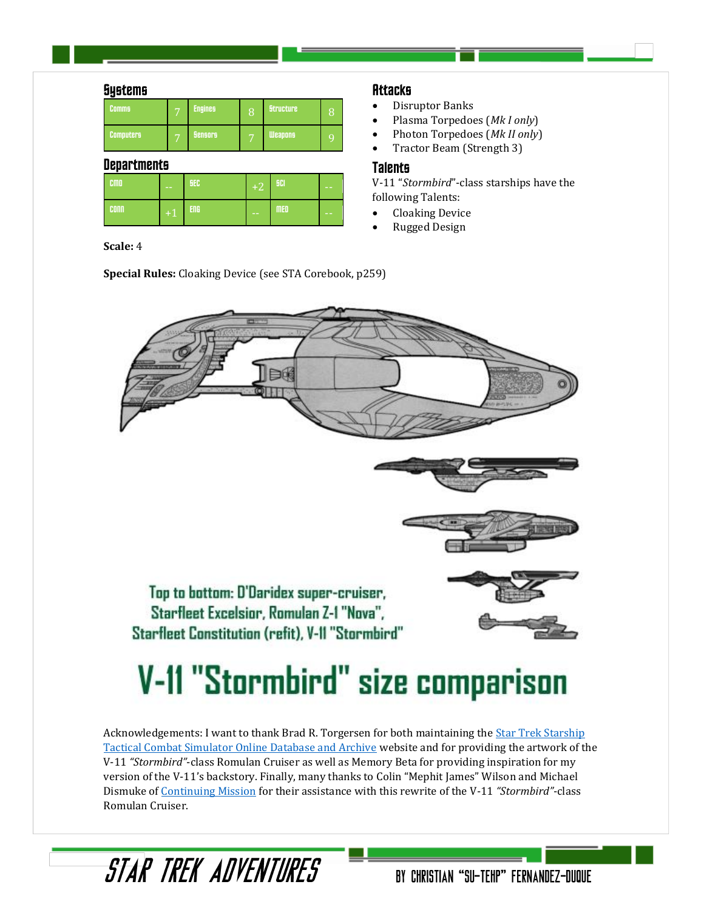### Systems

| | | | | | |
|---|---|---|---|---|---|
| Comms | 7 | Engines | 8 | Structure | 8 |
| Computers | 7 | Sensors | 7 | Weapons | 9 |

### Departments

| | | | | | |
|---|---|---|---|---|---|
| CMD | -- | SEC | +2 | SCI | -- |
| CONN | +1 | ENG | -- | MED | -- |

**Scale:** 4

**Special Rules:** Cloaking Device (see STA Corebook, p259)

### Attacks

- Disruptor Banks
- Plasma Torpedoes (*Mk I only*)
- Photon Torpedoes (*Mk II only*)
- Tractor Beam (Strength 3)

### Talents

V-11 "*Stormbird*"-class starships have the following Talents:

- Cloaking Device
- Rugged Design

Top to bottom: D'Daridex super-cruiser, Starfleet Excelsior, Romulan Z-1 "Nova", Starfleet Constitution (refit), V-11 "Stormbird"

## V-11 "Stormbird" size comparison

Acknowledgements: I want to thank Brad R. Torgersen for both maintaining the Star Trek Starship Tactical Combat Simulator Online Database and Archive website and for providing the artwork of the V-11 *"Stormbird"*-class Romulan Cruiser as well as Memory Beta for providing inspiration for my version of the V-11's backstory. Finally, many thanks to Colin "Mephit James" Wilson and Michael Dismuke of Continuing Mission for their assistance with this rewrite of the V-11 *"Stormbird"*-class Romulan Cruiser.